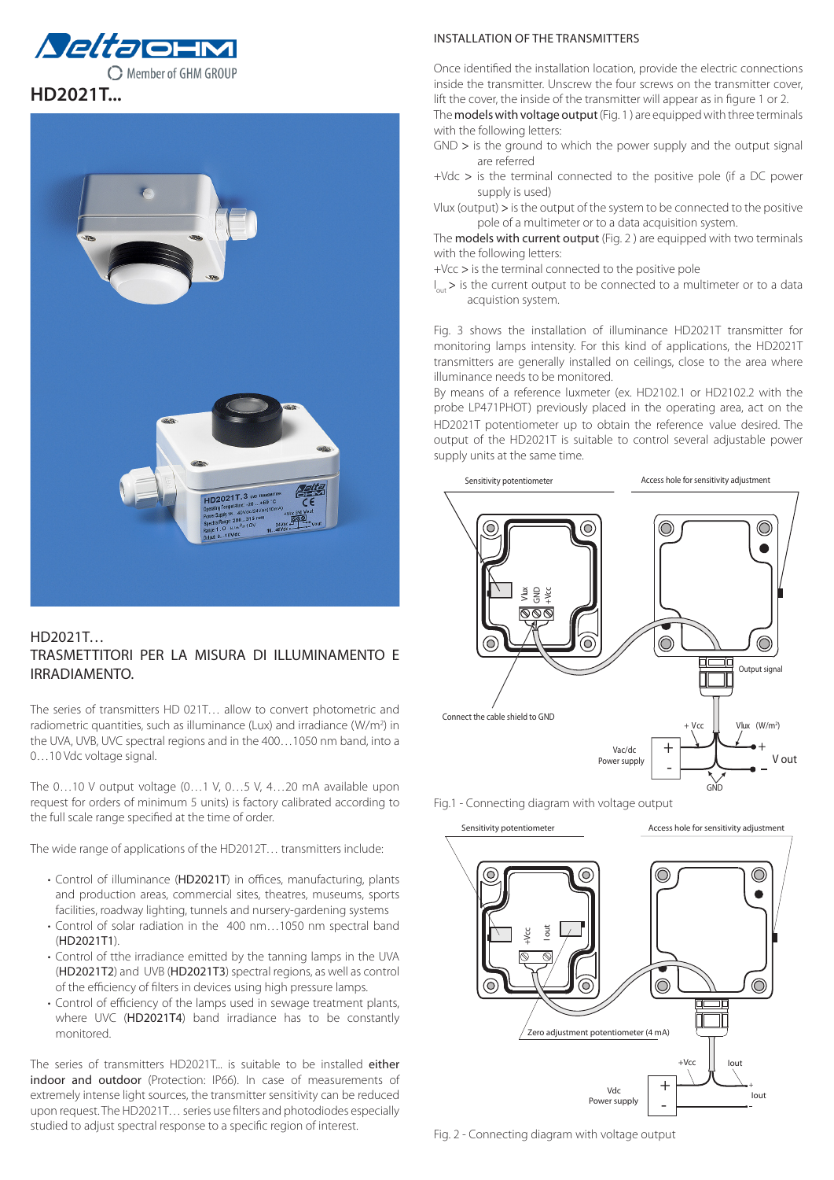Delta OHM
Member of GHM GROUP

# HD2021T...

## HD2021T…
## TRASMETTITORI PER LA MISURA DI ILLUMINAMENTO E IRRADIAMENTO.

The series of transmitters HD 021T… allow to convert photometric and radiometric quantities, such as illuminance (Lux) and irradiance (W/m²) in the UVA, UVB, UVC spectral regions and in the 400…1050 nm band, into a 0…10 Vdc voltage signal.

The 0…10 V output voltage (0…1 V, 0…5 V, 4…20 mA available upon request for orders of minimum 5 units) is factory calibrated according to the full scale range specified at the time of order.

The wide range of applications of the HD2012T… transmitters include:

- Control of illuminance (**HD2021T**) in offices, manufacturing, plants and production areas, commercial sites, theatres, museums, sports facilities, roadway lighting, tunnels and nursery-gardening systems
- Control of solar radiation in the 400 nm…1050 nm spectral band (**HD2021T1**).
- Control of tthe irradiance emitted by the tanning lamps in the UVA (**HD2021T2**) and UVB (**HD2021T3**) spectral regions, as well as control of the efficiency of filters in devices using high pressure lamps.
- Control of efficiency of the lamps used in sewage treatment plants, where UVC (**HD2021T4**) band irradiance has to be constantly monitored.

The series of transmitters HD2021T... is suitable to be installed **either indoor and outdoor** (Protection: IP66). In case of measurements of extremely intense light sources, the transmitter sensitivity can be reduced upon request. The HD2021T… series use filters and photodiodes especially studied to adjust spectral response to a specific region of interest.

## INSTALLATION OF THE TRANSMITTERS

Once identified the installation location, provide the electric connections inside the transmitter. Unscrew the four screws on the transmitter cover, lift the cover, the inside of the transmitter will appear as in figure 1 or 2.

The **models with voltage output** (Fig. 1 ) are equipped with three terminals with the following letters:

GND > is the ground to which the power supply and the output signal are referred

+Vdc > is the terminal connected to the positive pole (if a DC power supply is used)

Vlux (output) > is the output of the system to be connected to the positive pole of a multimeter or to a data acquisition system.

The **models with current output** (Fig. 2 ) are equipped with two terminals with the following letters:

+Vcc > is the terminal connected to the positive pole

$I_{out}$ > is the current output to be connected to a multimeter or to a data acquistion system.

Fig. 3 shows the installation of illuminance HD2021T transmitter for monitoring lamps intensity. For this kind of applications, the HD2021T transmitters are generally installed on ceilings, close to the area where illuminance needs to be monitored.

By means of a reference luxmeter (ex. HD2102.1 or HD2102.2 with the probe LP471PHOT) previously placed in the operating area, act on the HD2021T potentiometer up to obtain the reference value desired. The output of the HD2021T is suitable to control several adjustable power supply units at the same time.

Sensitivity potentiometer
Access hole for sensitivity adjustment
Vlux GND +Vcc
Output signal
Connect the cable shield to GND
+ Vcc
Vlux (W/m²)
Vac/dc Power supply
V out
GND

Fig.1 - Connecting diagram with voltage output

Sensitivity potentiometer
Access hole for sensitivity adjustment
+Vcc Iout
Zero adjustment potentiometer (4 mA)
+Vcc
Iout
Vdc Power supply
Iout

Fig. 2 - Connecting diagram with voltage output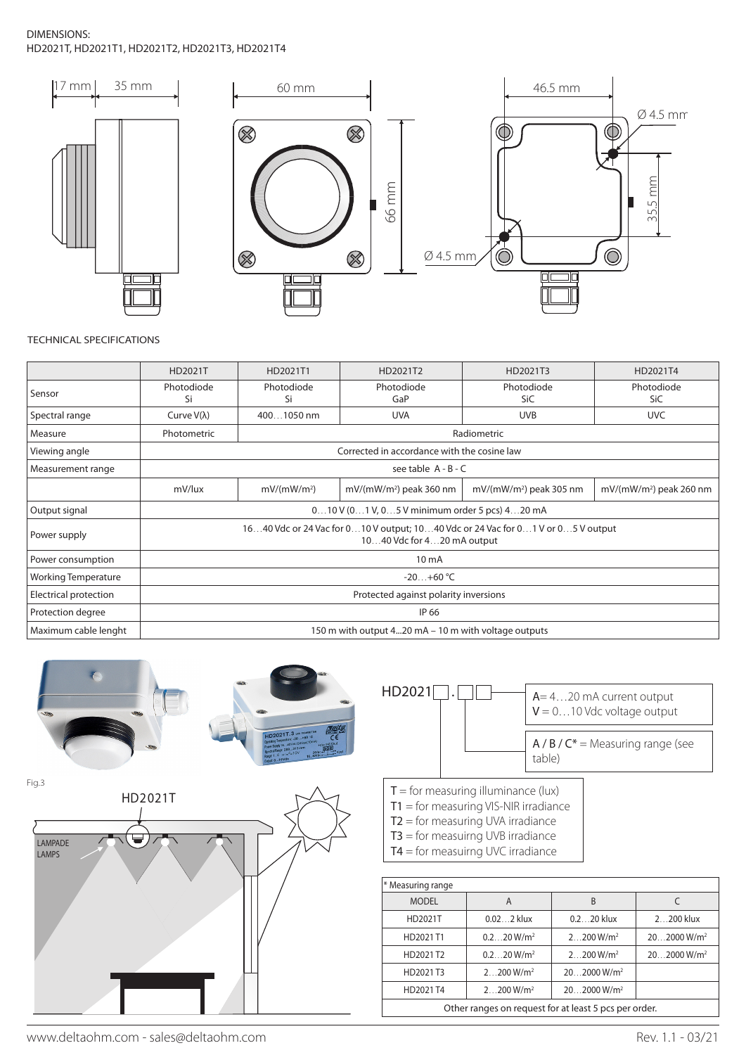DIMENSIONS:
HD2021T, HD2021T1, HD2021T2, HD2021T3, HD2021T4

17 mm
35 mm
60 mm
66 mm
46.5 mm
Ø 4.5 mm
35.5 mm
Ø 4.5 mm

TECHNICAL SPECIFICATIONS

| | HD2021T | HD2021T1 | HD2021T2 | HD2021T3 | HD2021T4 |
|---|---|---|---|---|---|
| Sensor | Photodiode Si | Photodiode Si | Photodiode GaP | Photodiode SiC | Photodiode SiC |
| Spectral range | Curve V(λ) | 400…1050 nm | UVA | UVB | UVC |
| Measure | Photometric | Radiometric | | | |
| Viewing angle | Corrected in accordance with the cosine law | | | | |
| Measurement range | see table A - B - C | | | | |
| | mV/lux | mV/(mW/m²) | mV/(mW/m²) peak 360 nm | mV/(mW/m²) peak 305 nm | mV/(mW/m²) peak 260 nm |
| Output signal | 0…10 V (0…1 V, 0…5 V minimum order 5 pcs) 4…20 mA | | | | |
| Power supply | 16…40 Vdc or 24 Vac for 0…10 V output; 10…40 Vdc or 24 Vac for 0…1 V or 0…5 V output 10…40 Vdc for 4…20 mA output | | | | |
| Power consumption | 10 mA | | | | |
| Working Temperature | -20…+60 °C | | | | |
| Electrical protection | Protected against polarity inversions | | | | |
| Protection degree | IP 66 | | | | |
| Maximum cable lenght | 150 m with output 4...20 mA – 10 m with voltage outputs | | | | |

Fig.3

HD2021T

LAMPADE
LAMPS

HD2021☐.☐☐

A= 4…20 mA current output
V = 0…10 Vdc voltage output

A / B / C* = Measuring range (see table)

T = for measuring illuminance (lux)
T1 = for measuring VIS-NIR irradiance
T2 = for measuring UVA irradiance
T3 = for measuirng UVB irradiance
T4 = for measuirng UVC irradiance

| * Measuring range | | | |
|---|---|---|---|
| MODEL | A | B | C |
| HD2021T | 0.02…2 klux | 0.2…20 klux | 2…200 klux |
| HD2021 T1 | 0.2…20 W/m² | 2…200 W/m² | 20…2000 W/m² |
| HD2021 T2 | 0.2…20 W/m² | 2…200 W/m² | 20…2000 W/m² |
| HD2021 T3 | 2…200 W/m² | 20…2000 W/m² | |
| HD2021 T4 | 2…200 W/m² | 20…2000 W/m² | |
| Other ranges on request for at least 5 pcs per order. | | | |

www.deltaohm.com - sales@deltaohm.com

Rev. 1.1 - 03/21